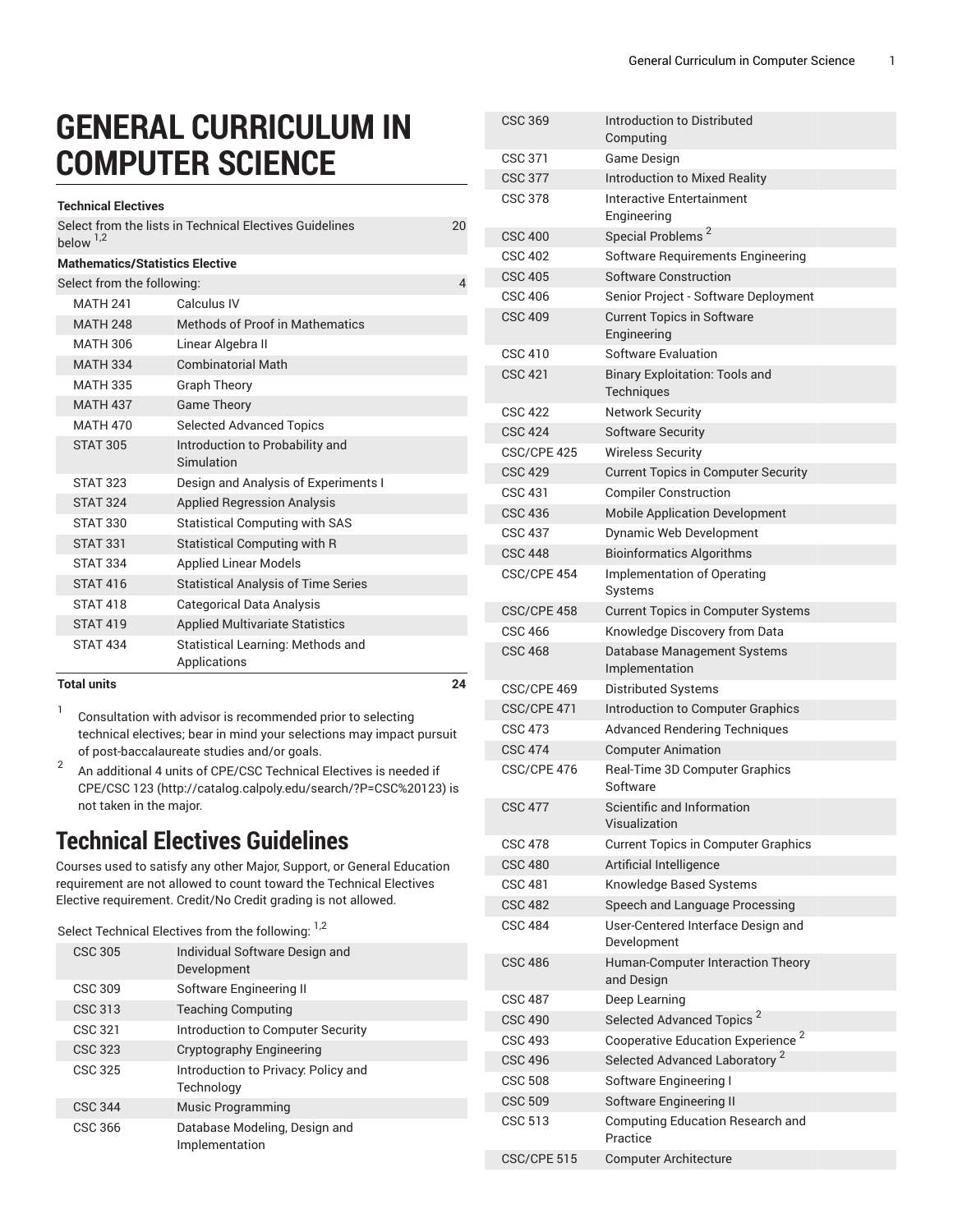# GENERAL CURRICULUM IN COMPUTER SCIENCE

| | | |
|---|---|---|
| **Technical Electives** | | |
| Select from the lists in Technical Electives Guidelines below [1,2] | | 20 |
| **Mathematics/Statistics Elective** | | |
| Select from the following: | | 4 |
| MATH 241 | Calculus IV | |
| MATH 248 | Methods of Proof in Mathematics | |
| MATH 306 | Linear Algebra II | |
| MATH 334 | Combinatorial Math | |
| MATH 335 | Graph Theory | |
| MATH 437 | Game Theory | |
| MATH 470 | Selected Advanced Topics | |
| STAT 305 | Introduction to Probability and Simulation | |
| STAT 323 | Design and Analysis of Experiments I | |
| STAT 324 | Applied Regression Analysis | |
| STAT 330 | Statistical Computing with SAS | |
| STAT 331 | Statistical Computing with R | |
| STAT 334 | Applied Linear Models | |
| STAT 416 | Statistical Analysis of Time Series | |
| STAT 418 | Categorical Data Analysis | |
| STAT 419 | Applied Multivariate Statistics | |
| STAT 434 | Statistical Learning: Methods and Applications | |
| **Total units** | | **24** |

1. Consultation with advisor is recommended prior to selecting technical electives; bear in mind your selections may impact pursuit of post-baccalaureate studies and/or goals.
2. An additional 4 units of CPE/CSC Technical Electives is needed if CPE/CSC 123 (http://catalog.calpoly.edu/search/?P=CSC%20123) is not taken in the major.

## Technical Electives Guidelines

Courses used to satisfy any other Major, Support, or General Education requirement are not allowed to count toward the Technical Electives Elective requirement. Credit/No Credit grading is not allowed.

| | |
|---|---|
| Select Technical Electives from the following: [1,2] | |
| CSC 305 | Individual Software Design and Development |
| CSC 309 | Software Engineering II |
| CSC 313 | Teaching Computing |
| CSC 321 | Introduction to Computer Security |
| CSC 323 | Cryptography Engineering |
| CSC 325 | Introduction to Privacy: Policy and Technology |
| CSC 344 | Music Programming |
| CSC 366 | Database Modeling, Design and Implementation |
| CSC 369 | Introduction to Distributed Computing |
| CSC 371 | Game Design |
| CSC 377 | Introduction to Mixed Reality |
| CSC 378 | Interactive Entertainment Engineering |
| CSC 400 | Special Problems [2] |
| CSC 402 | Software Requirements Engineering |
| CSC 405 | Software Construction |
| CSC 406 | Senior Project - Software Deployment |
| CSC 409 | Current Topics in Software Engineering |
| CSC 410 | Software Evaluation |
| CSC 421 | Binary Exploitation: Tools and Techniques |
| CSC 422 | Network Security |
| CSC 424 | Software Security |
| CSC/CPE 425 | Wireless Security |
| CSC 429 | Current Topics in Computer Security |
| CSC 431 | Compiler Construction |
| CSC 436 | Mobile Application Development |
| CSC 437 | Dynamic Web Development |
| CSC 448 | Bioinformatics Algorithms |
| CSC/CPE 454 | Implementation of Operating Systems |
| CSC/CPE 458 | Current Topics in Computer Systems |
| CSC 466 | Knowledge Discovery from Data |
| CSC 468 | Database Management Systems Implementation |
| CSC/CPE 469 | Distributed Systems |
| CSC/CPE 471 | Introduction to Computer Graphics |
| CSC 473 | Advanced Rendering Techniques |
| CSC 474 | Computer Animation |
| CSC/CPE 476 | Real-Time 3D Computer Graphics Software |
| CSC 477 | Scientific and Information Visualization |
| CSC 478 | Current Topics in Computer Graphics |
| CSC 480 | Artificial Intelligence |
| CSC 481 | Knowledge Based Systems |
| CSC 482 | Speech and Language Processing |
| CSC 484 | User-Centered Interface Design and Development |
| CSC 486 | Human-Computer Interaction Theory and Design |
| CSC 487 | Deep Learning |
| CSC 490 | Selected Advanced Topics [2] |
| CSC 493 | Cooperative Education Experience [2] |
| CSC 496 | Selected Advanced Laboratory [2] |
| CSC 508 | Software Engineering I |
| CSC 509 | Software Engineering II |
| CSC 513 | Computing Education Research and Practice |
| CSC/CPE 515 | Computer Architecture |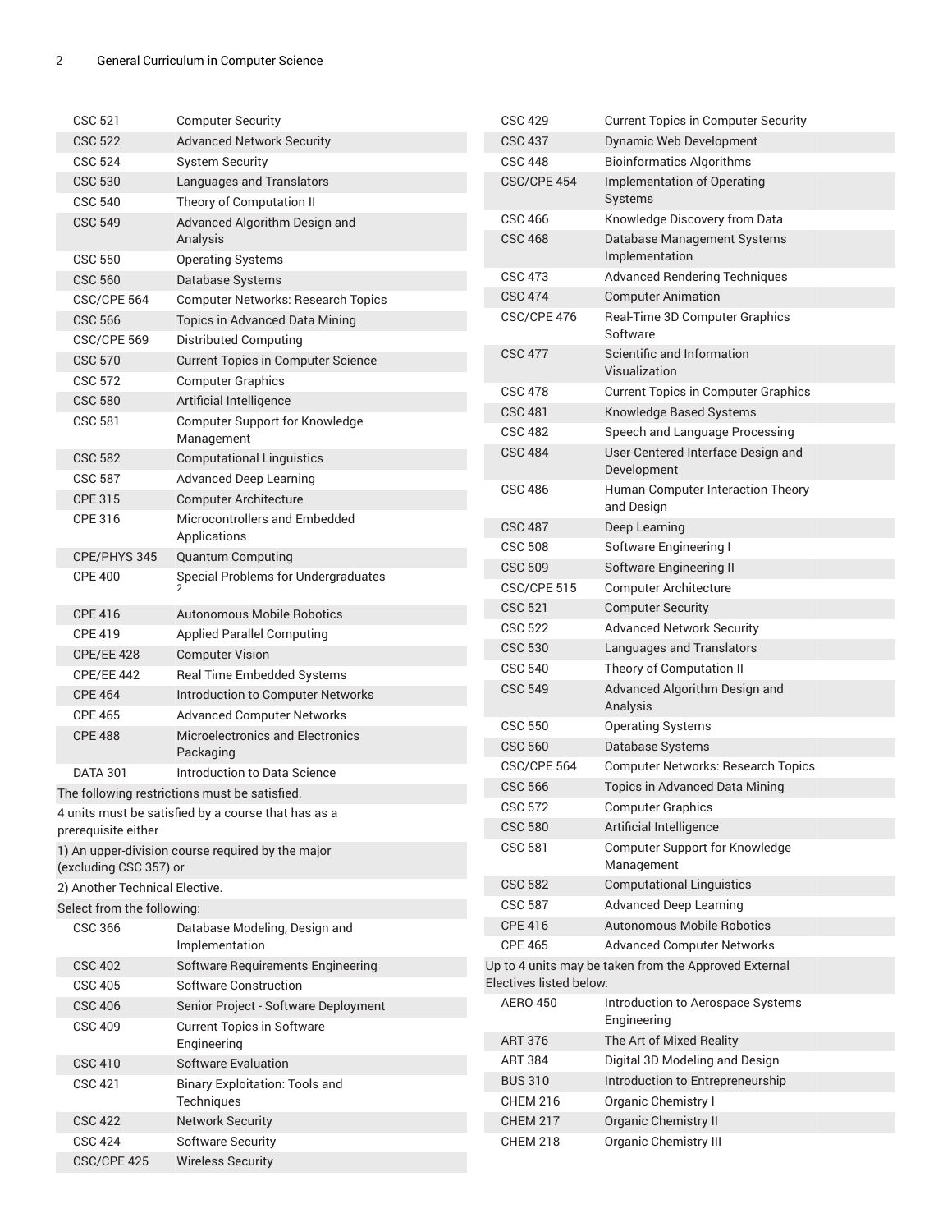| | |
|---|---|
| CSC 521 | Computer Security |
| CSC 522 | Advanced Network Security |
| CSC 524 | System Security |
| CSC 530 | Languages and Translators |
| CSC 540 | Theory of Computation II |
| CSC 549 | Advanced Algorithm Design and Analysis |
| CSC 550 | Operating Systems |
| CSC 560 | Database Systems |
| CSC/CPE 564 | Computer Networks: Research Topics |
| CSC 566 | Topics in Advanced Data Mining |
| CSC/CPE 569 | Distributed Computing |
| CSC 570 | Current Topics in Computer Science |
| CSC 572 | Computer Graphics |
| CSC 580 | Artificial Intelligence |
| CSC 581 | Computer Support for Knowledge Management |
| CSC 582 | Computational Linguistics |
| CSC 587 | Advanced Deep Learning |
| CPE 315 | Computer Architecture |
| CPE 316 | Microcontrollers and Embedded Applications |
| CPE/PHYS 345 | Quantum Computing |
| CPE 400 | Special Problems for Undergraduates [2] |
| CPE 416 | Autonomous Mobile Robotics |
| CPE 419 | Applied Parallel Computing |
| CPE/EE 428 | Computer Vision |
| CPE/EE 442 | Real Time Embedded Systems |
| CPE 464 | Introduction to Computer Networks |
| CPE 465 | Advanced Computer Networks |
| CPE 488 | Microelectronics and Electronics Packaging |
| DATA 301 | Introduction to Data Science |

The following restrictions must be satisfied.

4 units must be satisfied by a course that has as a prerequisite either

1) An upper-division course required by the major (excluding CSC 357) or

2) Another Technical Elective.

Select from the following:

| | |
|---|---|
| CSC 366 | Database Modeling, Design and Implementation |
| CSC 402 | Software Requirements Engineering |
| CSC 405 | Software Construction |
| CSC 406 | Senior Project - Software Deployment |
| CSC 409 | Current Topics in Software Engineering |
| CSC 410 | Software Evaluation |
| CSC 421 | Binary Exploitation: Tools and Techniques |
| CSC 422 | Network Security |
| CSC 424 | Software Security |
| CSC/CPE 425 | Wireless Security |
| CSC 429 | Current Topics in Computer Security |
| CSC 437 | Dynamic Web Development |
| CSC 448 | Bioinformatics Algorithms |
| CSC/CPE 454 | Implementation of Operating Systems |
| CSC 466 | Knowledge Discovery from Data |
| CSC 468 | Database Management Systems Implementation |
| CSC 473 | Advanced Rendering Techniques |
| CSC 474 | Computer Animation |
| CSC/CPE 476 | Real-Time 3D Computer Graphics Software |
| CSC 477 | Scientific and Information Visualization |
| CSC 478 | Current Topics in Computer Graphics |
| CSC 481 | Knowledge Based Systems |
| CSC 482 | Speech and Language Processing |
| CSC 484 | User-Centered Interface Design and Development |
| CSC 486 | Human-Computer Interaction Theory and Design |
| CSC 487 | Deep Learning |
| CSC 508 | Software Engineering I |
| CSC 509 | Software Engineering II |
| CSC/CPE 515 | Computer Architecture |
| CSC 521 | Computer Security |
| CSC 522 | Advanced Network Security |
| CSC 530 | Languages and Translators |
| CSC 540 | Theory of Computation II |
| CSC 549 | Advanced Algorithm Design and Analysis |
| CSC 550 | Operating Systems |
| CSC 560 | Database Systems |
| CSC/CPE 564 | Computer Networks: Research Topics |
| CSC 566 | Topics in Advanced Data Mining |
| CSC 572 | Computer Graphics |
| CSC 580 | Artificial Intelligence |
| CSC 581 | Computer Support for Knowledge Management |
| CSC 582 | Computational Linguistics |
| CSC 587 | Advanced Deep Learning |
| CPE 416 | Autonomous Mobile Robotics |
| CPE 465 | Advanced Computer Networks |

Up to 4 units may be taken from the Approved External Electives listed below:

| | |
|---|---|
| AERO 450 | Introduction to Aerospace Systems Engineering |
| ART 376 | The Art of Mixed Reality |
| ART 384 | Digital 3D Modeling and Design |
| BUS 310 | Introduction to Entrepreneurship |
| CHEM 216 | Organic Chemistry I |
| CHEM 217 | Organic Chemistry II |
| CHEM 218 | Organic Chemistry III |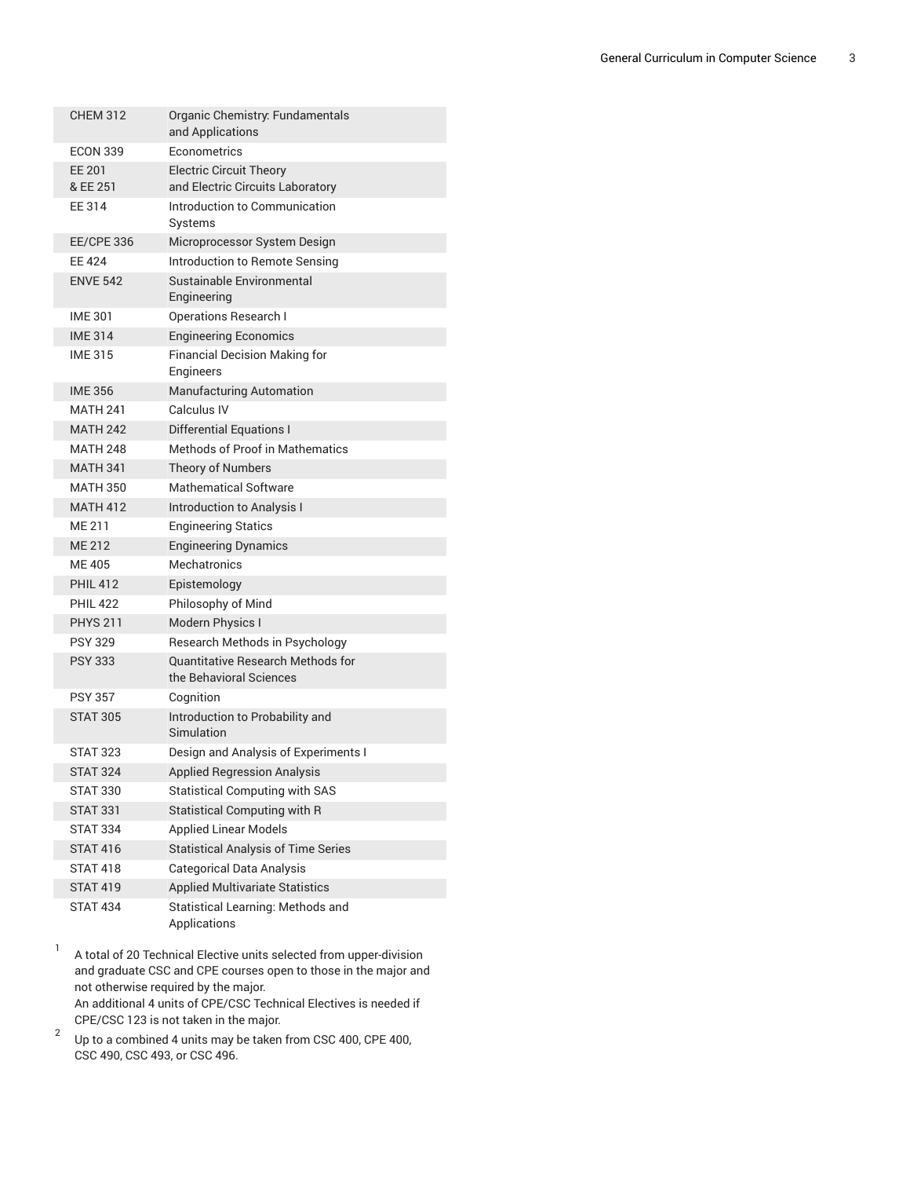| | |
|---|---|
| CHEM 312 | Organic Chemistry: Fundamentals and Applications |
| ECON 339 | Econometrics |
| EE 201 & EE 251 | Electric Circuit Theory and Electric Circuits Laboratory |
| EE 314 | Introduction to Communication Systems |
| EE/CPE 336 | Microprocessor System Design |
| EE 424 | Introduction to Remote Sensing |
| ENVE 542 | Sustainable Environmental Engineering |
| IME 301 | Operations Research I |
| IME 314 | Engineering Economics |
| IME 315 | Financial Decision Making for Engineers |
| IME 356 | Manufacturing Automation |
| MATH 241 | Calculus IV |
| MATH 242 | Differential Equations I |
| MATH 248 | Methods of Proof in Mathematics |
| MATH 341 | Theory of Numbers |
| MATH 350 | Mathematical Software |
| MATH 412 | Introduction to Analysis I |
| ME 211 | Engineering Statics |
| ME 212 | Engineering Dynamics |
| ME 405 | Mechatronics |
| PHIL 412 | Epistemology |
| PHIL 422 | Philosophy of Mind |
| PHYS 211 | Modern Physics I |
| PSY 329 | Research Methods in Psychology |
| PSY 333 | Quantitative Research Methods for the Behavioral Sciences |
| PSY 357 | Cognition |
| STAT 305 | Introduction to Probability and Simulation |
| STAT 323 | Design and Analysis of Experiments I |
| STAT 324 | Applied Regression Analysis |
| STAT 330 | Statistical Computing with SAS |
| STAT 331 | Statistical Computing with R |
| STAT 334 | Applied Linear Models |
| STAT 416 | Statistical Analysis of Time Series |
| STAT 418 | Categorical Data Analysis |
| STAT 419 | Applied Multivariate Statistics |
| STAT 434 | Statistical Learning: Methods and Applications |

[1] A total of 20 Technical Elective units selected from upper-division and graduate CSC and CPE courses open to those in the major and not otherwise required by the major.
An additional 4 units of CPE/CSC Technical Electives is needed if CPE/CSC 123 is not taken in the major.

[2] Up to a combined 4 units may be taken from CSC 400, CPE 400, CSC 490, CSC 493, or CSC 496.